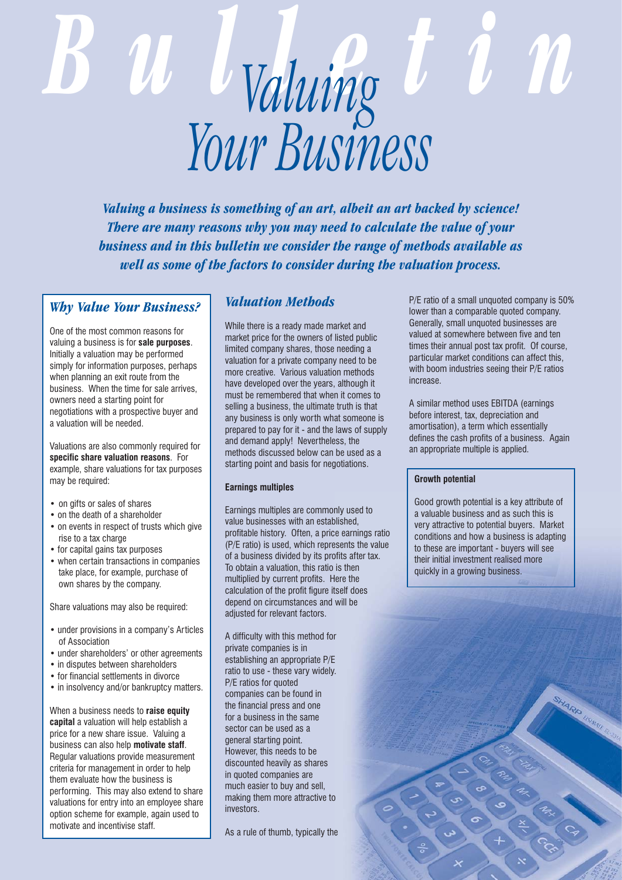# Valuing Your Business

***Valuing a business is something of an art, albeit an art backed by science! There are many reasons why you may need to calculate the value of your business and in this bulletin we consider the range of methods available as well as some of the factors to consider during the valuation process.***

## *Why Value Your Business?*

One of the most common reasons for valuing a business is for **sale purposes**. Initially a valuation may be performed simply for information purposes, perhaps when planning an exit route from the business. When the time for sale arrives, owners need a starting point for negotiations with a prospective buyer and a valuation will be needed.

Valuations are also commonly required for **specific share valuation reasons**. For example, share valuations for tax purposes may be required:

- on gifts or sales of shares
- on the death of a shareholder
- on events in respect of trusts which give rise to a tax charge
- for capital gains tax purposes
- when certain transactions in companies take place, for example, purchase of own shares by the company.

Share valuations may also be required:

- under provisions in a company's Articles of Association
- under shareholders' or other agreements
- in disputes between shareholders
- for financial settlements in divorce
- in insolvency and/or bankruptcy matters.

When a business needs to **raise equity capital** a valuation will help establish a price for a new share issue. Valuing a business can also help **motivate staff**. Regular valuations provide measurement criteria for management in order to help them evaluate how the business is performing. This may also extend to share valuations for entry into an employee share option scheme for example, again used to motivate and incentivise staff.

## *Valuation Methods*

While there is a ready made market and market price for the owners of listed public limited company shares, those needing a valuation for a private company need to be more creative. Various valuation methods have developed over the years, although it must be remembered that when it comes to selling a business, the ultimate truth is that any business is only worth what someone is prepared to pay for it - and the laws of supply and demand apply! Nevertheless, the methods discussed below can be used as a starting point and basis for negotiations.

### Earnings multiples

Earnings multiples are commonly used to value businesses with an established, profitable history. Often, a price earnings ratio (P/E ratio) is used, which represents the value of a business divided by its profits after tax. To obtain a valuation, this ratio is then multiplied by current profits. Here the calculation of the profit figure itself does depend on circumstances and will be adjusted for relevant factors.

A difficulty with this method for private companies is in establishing an appropriate P/E ratio to use - these vary widely. P/E ratios for quoted companies can be found in the financial press and one for a business in the same sector can be used as a general starting point. However, this needs to be discounted heavily as shares in quoted companies are much easier to buy and sell, making them more attractive to investors.

As a rule of thumb, typically the P/E ratio of a small unquoted company is 50% lower than a comparable quoted company. Generally, small unquoted businesses are valued at somewhere between five and ten times their annual post tax profit. Of course, particular market conditions can affect this, with boom industries seeing their P/E ratios increase.

A similar method uses EBITDA (earnings before interest, tax, depreciation and amortisation), a term which essentially defines the cash profits of a business. Again an appropriate multiple is applied.

### Growth potential

Good growth potential is a key attribute of a valuable business and as such this is very attractive to potential buyers. Market conditions and how a business is adapting to these are important - buyers will see their initial investment realised more quickly in a growing business.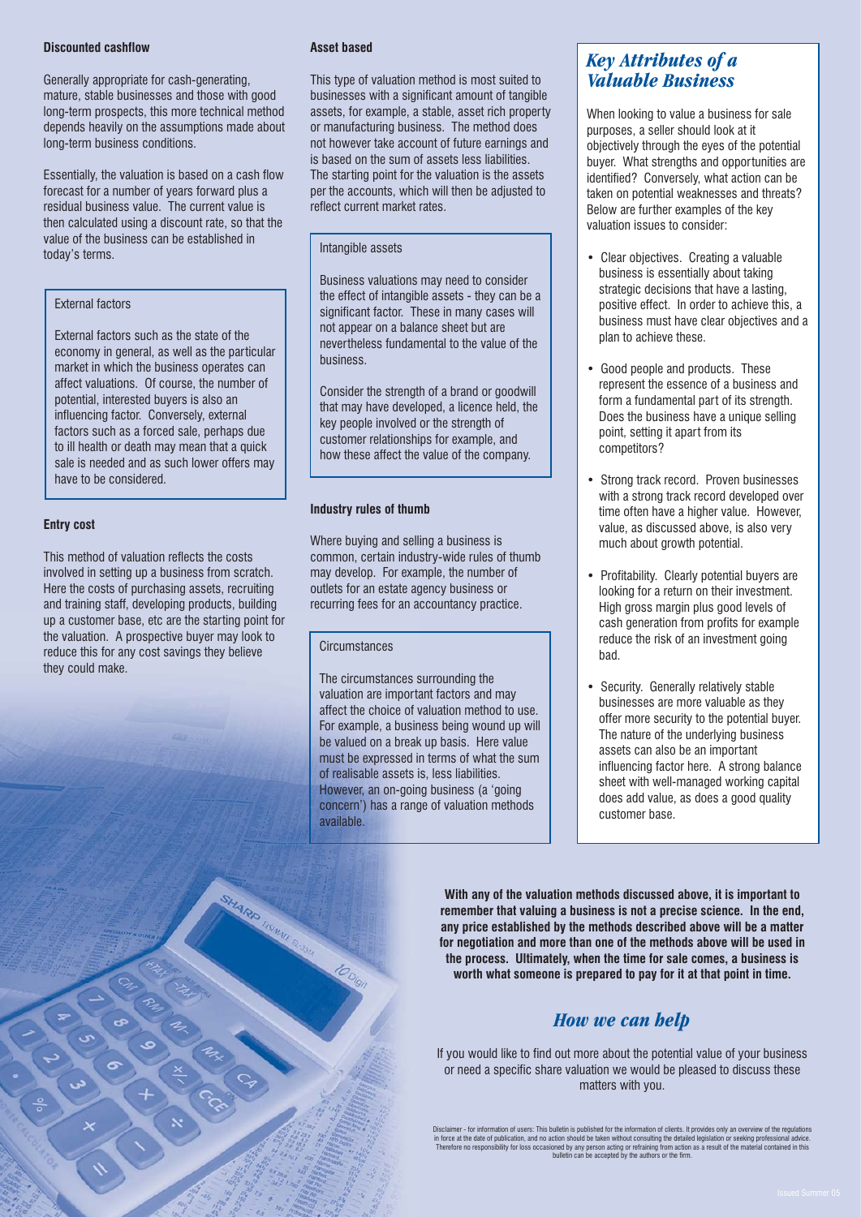### Discounted cashflow

Generally appropriate for cash-generating, mature, stable businesses and those with good long-term prospects, this more technical method depends heavily on the assumptions made about long-term business conditions.

Essentially, the valuation is based on a cash flow forecast for a number of years forward plus a residual business value. The current value is then calculated using a discount rate, so that the value of the business can be established in today's terms.

#### External factors

External factors such as the state of the economy in general, as well as the particular market in which the business operates can affect valuations. Of course, the number of potential, interested buyers is also an influencing factor. Conversely, external factors such as a forced sale, perhaps due to ill health or death may mean that a quick sale is needed and as such lower offers may have to be considered.

### Entry cost

This method of valuation reflects the costs involved in setting up a business from scratch. Here the costs of purchasing assets, recruiting and training staff, developing products, building up a customer base, etc are the starting point for the valuation. A prospective buyer may look to reduce this for any cost savings they believe they could make.

### Asset based

This type of valuation method is most suited to businesses with a significant amount of tangible assets, for example, a stable, asset rich property or manufacturing business. The method does not however take account of future earnings and is based on the sum of assets less liabilities. The starting point for the valuation is the assets per the accounts, which will then be adjusted to reflect current market rates.

#### Intangible assets

Business valuations may need to consider the effect of intangible assets - they can be a significant factor. These in many cases will not appear on a balance sheet but are nevertheless fundamental to the value of the business.

Consider the strength of a brand or goodwill that may have developed, a licence held, the key people involved or the strength of customer relationships for example, and how these affect the value of the company.

### Industry rules of thumb

Where buying and selling a business is common, certain industry-wide rules of thumb may develop. For example, the number of outlets for an estate agency business or recurring fees for an accountancy practice.

#### Circumstances

The circumstances surrounding the valuation are important factors and may affect the choice of valuation method to use. For example, a business being wound up will be valued on a break up basis. Here value must be expressed in terms of what the sum of realisable assets is, less liabilities. However, an on-going business (a 'going concern') has a range of valuation methods available.

## *Key Attributes of a Valuable Business*

When looking to value a business for sale purposes, a seller should look at it objectively through the eyes of the potential buyer. What strengths and opportunities are identified? Conversely, what action can be taken on potential weaknesses and threats? Below are further examples of the key valuation issues to consider:

- Clear objectives. Creating a valuable business is essentially about taking strategic decisions that have a lasting, positive effect. In order to achieve this, a business must have clear objectives and a plan to achieve these.
- Good people and products. These represent the essence of a business and form a fundamental part of its strength. Does the business have a unique selling point, setting it apart from its competitors?
- Strong track record. Proven businesses with a strong track record developed over time often have a higher value. However, value, as discussed above, is also very much about growth potential.
- Profitability. Clearly potential buyers are looking for a return on their investment. High gross margin plus good levels of cash generation from profits for example reduce the risk of an investment going bad.
- Security. Generally relatively stable businesses are more valuable as they offer more security to the potential buyer. The nature of the underlying business assets can also be an important influencing factor here. A strong balance sheet with well-managed working capital does add value, as does a good quality customer base.

**With any of the valuation methods discussed above, it is important to remember that valuing a business is not a precise science. In the end, any price established by the methods described above will be a matter for negotiation and more than one of the methods above will be used in the process. Ultimately, when the time for sale comes, a business is worth what someone is prepared to pay for it at that point in time.**

## *How we can help*

If you would like to find out more about the potential value of your business or need a specific share valuation we would be pleased to discuss these matters with you.

Disclaimer - for information of users: This bulletin is published for the information of clients. It provides only an overview of the regulations in force at the date of publication, and no action should be taken without consulting the detailed legislation or seeking professional advice. Therefore no responsibility for loss occasioned by any person acting or refraining from action as a result of the material contained in this bulletin can be accepted by the authors or the firm.

Issued Summer 05